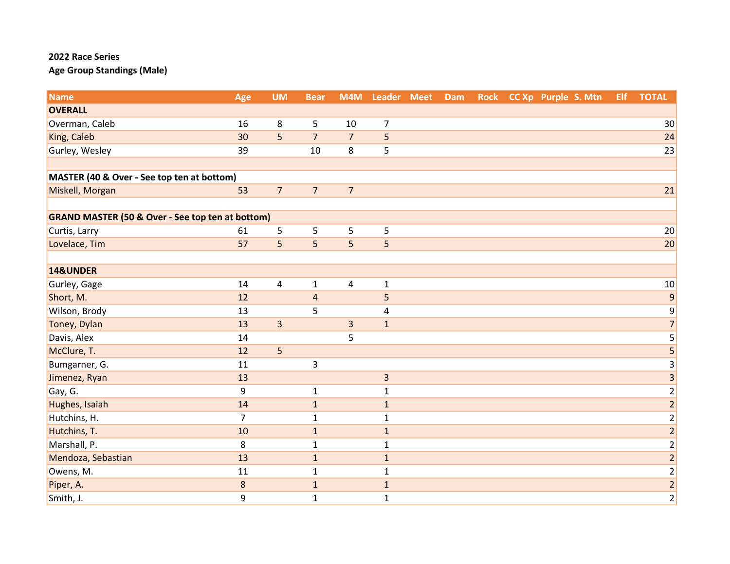**2022 Race Series**

**Age Group Standings (Male)**

| Name | Age | UM | Bear | M4M | Leader | Meet | Dam | Rock | CC Xp | Purple | S. Mtn | Elf | TOTAL |
|---|---|---|---|---|---|---|---|---|---|---|---|---|---|
| **OVERALL** | | | | | | | | | | | | | |
| Overman, Caleb | 16 | 8 | 5 | 10 | 7 | | | | | | | | 30 |
| King, Caleb | 30 | 5 | 7 | 7 | 5 | | | | | | | | 24 |
| Gurley, Wesley | 39 | | 10 | 8 | 5 | | | | | | | | 23 |
| | | | | | | | | | | | | | |
| **MASTER (40 & Over - See top ten at bottom)** | | | | | | | | | | | | | |
| Miskell, Morgan | 53 | 7 | 7 | 7 | | | | | | | | | 21 |
| | | | | | | | | | | | | | |
| **GRAND MASTER (50 & Over - See top ten at bottom)** | | | | | | | | | | | | | |
| Curtis, Larry | 61 | 5 | 5 | 5 | 5 | | | | | | | | 20 |
| Lovelace, Tim | 57 | 5 | 5 | 5 | 5 | | | | | | | | 20 |
| | | | | | | | | | | | | | |
| **14&UNDER** | | | | | | | | | | | | | |
| Gurley, Gage | 14 | 4 | 1 | 4 | 1 | | | | | | | | 10 |
| Short, M. | 12 | | 4 | | 5 | | | | | | | | 9 |
| Wilson, Brody | 13 | | 5 | | 4 | | | | | | | | 9 |
| Toney, Dylan | 13 | 3 | | 3 | 1 | | | | | | | | 7 |
| Davis, Alex | 14 | | | 5 | | | | | | | | | 5 |
| McClure, T. | 12 | 5 | | | | | | | | | | | 5 |
| Bumgarner, G. | 11 | | 3 | | | | | | | | | | 3 |
| Jimenez, Ryan | 13 | | | | 3 | | | | | | | | 3 |
| Gay, G. | 9 | | 1 | | 1 | | | | | | | | 2 |
| Hughes, Isaiah | 14 | | 1 | | 1 | | | | | | | | 2 |
| Hutchins, H. | 7 | | 1 | | 1 | | | | | | | | 2 |
| Hutchins, T. | 10 | | 1 | | 1 | | | | | | | | 2 |
| Marshall, P. | 8 | | 1 | | 1 | | | | | | | | 2 |
| Mendoza, Sebastian | 13 | | 1 | | 1 | | | | | | | | 2 |
| Owens, M. | 11 | | 1 | | 1 | | | | | | | | 2 |
| Piper, A. | 8 | | 1 | | 1 | | | | | | | | 2 |
| Smith, J. | 9 | | 1 | | 1 | | | | | | | | 2 |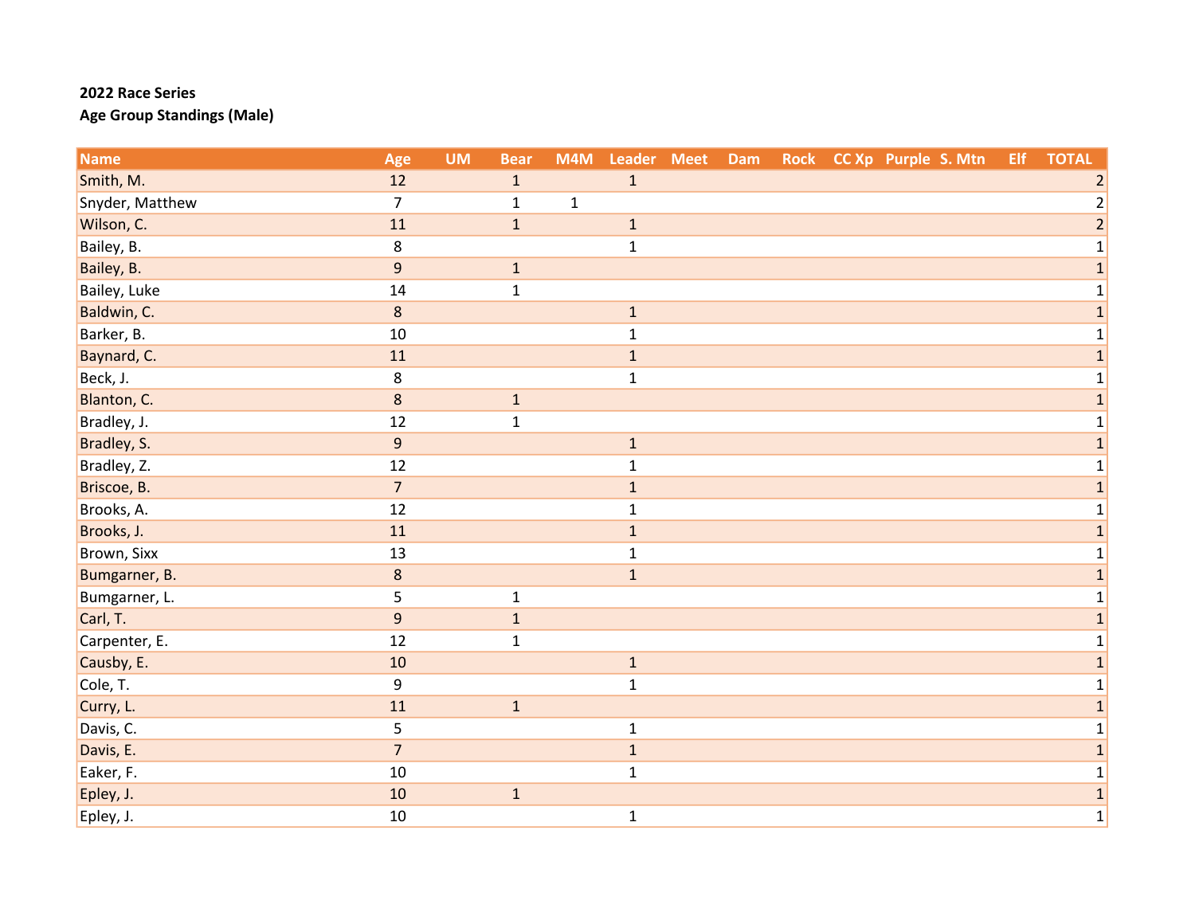**2022 Race Series**

**Age Group Standings (Male)**

| Name | Age | UM | Bear | M4M | Leader | Meet | Dam | Rock | CC Xp | Purple | S. Mtn | Elf | TOTAL |
|---|---|---|---|---|---|---|---|---|---|---|---|---|---|
| Smith, M. | 12 | | 1 | | 1 | | | | | | | | 2 |
| Snyder, Matthew | 7 | | 1 | 1 | | | | | | | | | 2 |
| Wilson, C. | 11 | | 1 | | 1 | | | | | | | | 2 |
| Bailey, B. | 8 | | | | 1 | | | | | | | | 1 |
| Bailey, B. | 9 | | 1 | | | | | | | | | | 1 |
| Bailey, Luke | 14 | | 1 | | | | | | | | | | 1 |
| Baldwin, C. | 8 | | | | 1 | | | | | | | | 1 |
| Barker, B. | 10 | | | | 1 | | | | | | | | 1 |
| Baynard, C. | 11 | | | | 1 | | | | | | | | 1 |
| Beck, J. | 8 | | | | 1 | | | | | | | | 1 |
| Blanton, C. | 8 | | 1 | | | | | | | | | | 1 |
| Bradley, J. | 12 | | 1 | | | | | | | | | | 1 |
| Bradley, S. | 9 | | | | 1 | | | | | | | | 1 |
| Bradley, Z. | 12 | | | | 1 | | | | | | | | 1 |
| Briscoe, B. | 7 | | | | 1 | | | | | | | | 1 |
| Brooks, A. | 12 | | | | 1 | | | | | | | | 1 |
| Brooks, J. | 11 | | | | 1 | | | | | | | | 1 |
| Brown, Sixx | 13 | | | | 1 | | | | | | | | 1 |
| Bumgarner, B. | 8 | | | | 1 | | | | | | | | 1 |
| Bumgarner, L. | 5 | | 1 | | | | | | | | | | 1 |
| Carl, T. | 9 | | 1 | | | | | | | | | | 1 |
| Carpenter, E. | 12 | | 1 | | | | | | | | | | 1 |
| Causby, E. | 10 | | | | 1 | | | | | | | | 1 |
| Cole, T. | 9 | | | | 1 | | | | | | | | 1 |
| Curry, L. | 11 | | 1 | | | | | | | | | | 1 |
| Davis, C. | 5 | | | | 1 | | | | | | | | 1 |
| Davis, E. | 7 | | | | 1 | | | | | | | | 1 |
| Eaker, F. | 10 | | | | 1 | | | | | | | | 1 |
| Epley, J. | 10 | | 1 | | | | | | | | | | 1 |
| Epley, J. | 10 | | | | 1 | | | | | | | | 1 |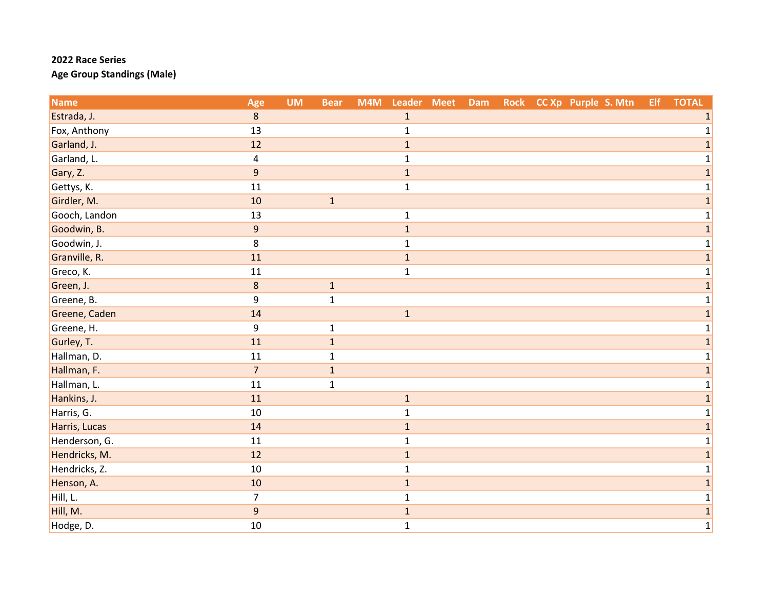**2022 Race Series**

**Age Group Standings (Male)**

| Name | Age | UM | Bear | M4M | Leader | Meet | Dam | Rock | CC Xp | Purple | S. Mtn | Elf | TOTAL |
|---|---|---|---|---|---|---|---|---|---|---|---|---|---|
| Estrada, J. | 8 | | | | 1 | | | | | | | | 1 |
| Fox, Anthony | 13 | | | | 1 | | | | | | | | 1 |
| Garland, J. | 12 | | | | 1 | | | | | | | | 1 |
| Garland, L. | 4 | | | | 1 | | | | | | | | 1 |
| Gary, Z. | 9 | | | | 1 | | | | | | | | 1 |
| Gettys, K. | 11 | | | | 1 | | | | | | | | 1 |
| Girdler, M. | 10 | | 1 | | | | | | | | | | 1 |
| Gooch, Landon | 13 | | | | 1 | | | | | | | | 1 |
| Goodwin, B. | 9 | | | | 1 | | | | | | | | 1 |
| Goodwin, J. | 8 | | | | 1 | | | | | | | | 1 |
| Granville, R. | 11 | | | | 1 | | | | | | | | 1 |
| Greco, K. | 11 | | | | 1 | | | | | | | | 1 |
| Green, J. | 8 | | 1 | | | | | | | | | | 1 |
| Greene, B. | 9 | | 1 | | | | | | | | | | 1 |
| Greene, Caden | 14 | | | | 1 | | | | | | | | 1 |
| Greene, H. | 9 | | 1 | | | | | | | | | | 1 |
| Gurley, T. | 11 | | 1 | | | | | | | | | | 1 |
| Hallman, D. | 11 | | 1 | | | | | | | | | | 1 |
| Hallman, F. | 7 | | 1 | | | | | | | | | | 1 |
| Hallman, L. | 11 | | 1 | | | | | | | | | | 1 |
| Hankins, J. | 11 | | | | 1 | | | | | | | | 1 |
| Harris, G. | 10 | | | | 1 | | | | | | | | 1 |
| Harris, Lucas | 14 | | | | 1 | | | | | | | | 1 |
| Henderson, G. | 11 | | | | 1 | | | | | | | | 1 |
| Hendricks, M. | 12 | | | | 1 | | | | | | | | 1 |
| Hendricks, Z. | 10 | | | | 1 | | | | | | | | 1 |
| Henson, A. | 10 | | | | 1 | | | | | | | | 1 |
| Hill, L. | 7 | | | | 1 | | | | | | | | 1 |
| Hill, M. | 9 | | | | 1 | | | | | | | | 1 |
| Hodge, D. | 10 | | | | 1 | | | | | | | | 1 |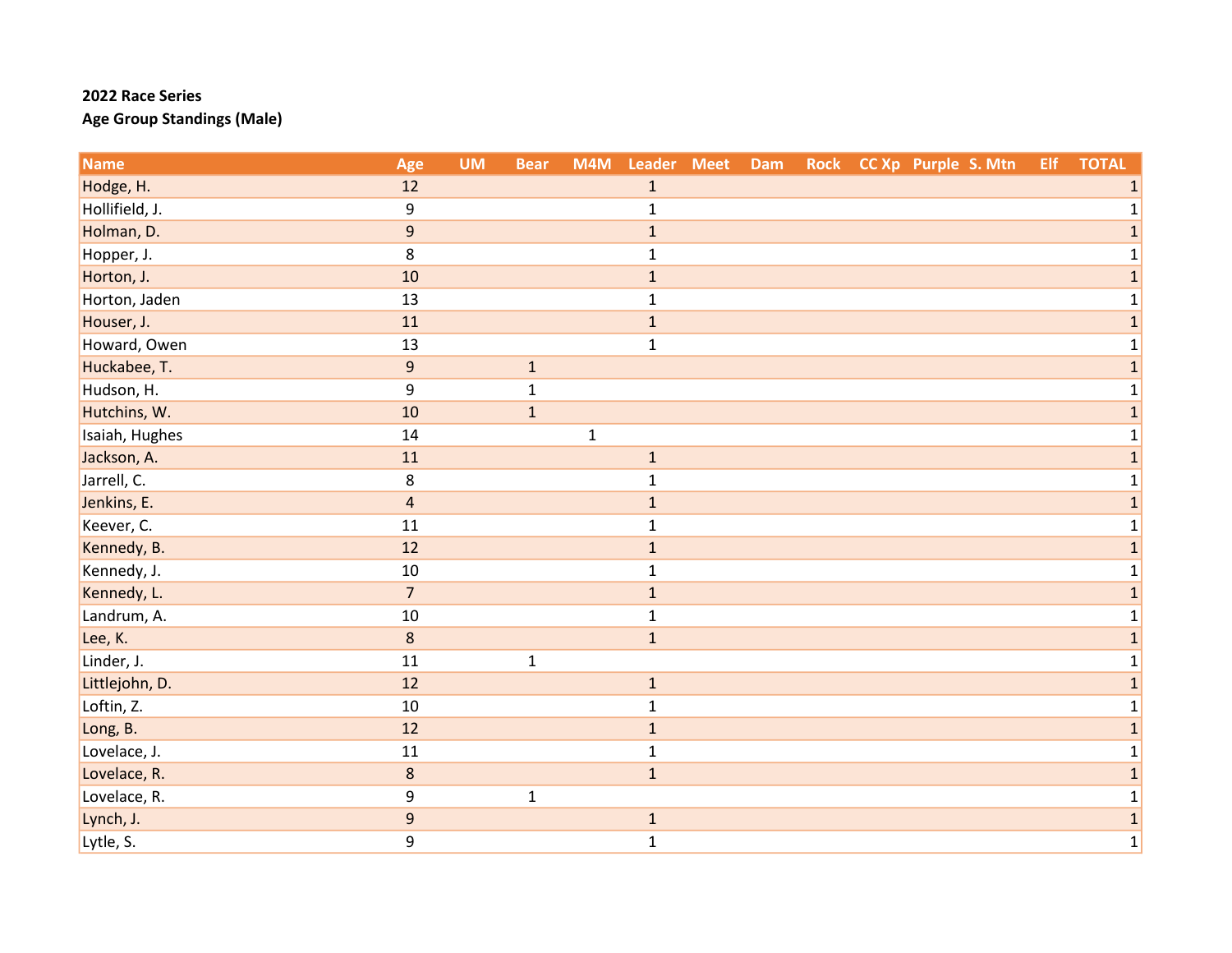**2022 Race Series**

**Age Group Standings (Male)**

| Name | Age | UM | Bear | M4M | Leader | Meet | Dam | Rock | CC Xp | Purple | S. Mtn | Elf | TOTAL |
|---|---|---|---|---|---|---|---|---|---|---|---|---|---|
| Hodge, H. | 12 | | | | 1 | | | | | | | | 1 |
| Hollifield, J. | 9 | | | | 1 | | | | | | | | 1 |
| Holman, D. | 9 | | | | 1 | | | | | | | | 1 |
| Hopper, J. | 8 | | | | 1 | | | | | | | | 1 |
| Horton, J. | 10 | | | | 1 | | | | | | | | 1 |
| Horton, Jaden | 13 | | | | 1 | | | | | | | | 1 |
| Houser, J. | 11 | | | | 1 | | | | | | | | 1 |
| Howard, Owen | 13 | | | | 1 | | | | | | | | 1 |
| Huckabee, T. | 9 | | 1 | | | | | | | | | | 1 |
| Hudson, H. | 9 | | 1 | | | | | | | | | | 1 |
| Hutchins, W. | 10 | | 1 | | | | | | | | | | 1 |
| Isaiah, Hughes | 14 | | | 1 | | | | | | | | | 1 |
| Jackson, A. | 11 | | | | 1 | | | | | | | | 1 |
| Jarrell, C. | 8 | | | | 1 | | | | | | | | 1 |
| Jenkins, E. | 4 | | | | 1 | | | | | | | | 1 |
| Keever, C. | 11 | | | | 1 | | | | | | | | 1 |
| Kennedy, B. | 12 | | | | 1 | | | | | | | | 1 |
| Kennedy, J. | 10 | | | | 1 | | | | | | | | 1 |
| Kennedy, L. | 7 | | | | 1 | | | | | | | | 1 |
| Landrum, A. | 10 | | | | 1 | | | | | | | | 1 |
| Lee, K. | 8 | | | | 1 | | | | | | | | 1 |
| Linder, J. | 11 | | 1 | | | | | | | | | | 1 |
| Littlejohn, D. | 12 | | | | 1 | | | | | | | | 1 |
| Loftin, Z. | 10 | | | | 1 | | | | | | | | 1 |
| Long, B. | 12 | | | | 1 | | | | | | | | 1 |
| Lovelace, J. | 11 | | | | 1 | | | | | | | | 1 |
| Lovelace, R. | 8 | | | | 1 | | | | | | | | 1 |
| Lovelace, R. | 9 | | 1 | | | | | | | | | | 1 |
| Lynch, J. | 9 | | | | 1 | | | | | | | | 1 |
| Lytle, S. | 9 | | | | 1 | | | | | | | | 1 |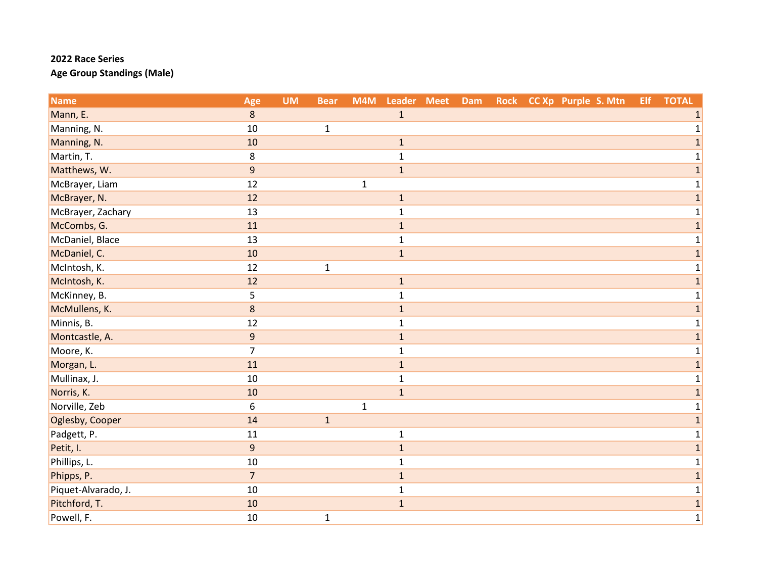**2022 Race Series**

**Age Group Standings (Male)**

| Name | Age | UM | Bear | M4M | Leader | Meet | Dam | Rock | CC Xp | Purple | S. Mtn | Elf | TOTAL |
|---|---|---|---|---|---|---|---|---|---|---|---|---|---|
| Mann, E. | 8 | | | | 1 | | | | | | | | 1 |
| Manning, N. | 10 | | 1 | | | | | | | | | | 1 |
| Manning, N. | 10 | | | | 1 | | | | | | | | 1 |
| Martin, T. | 8 | | | | 1 | | | | | | | | 1 |
| Matthews, W. | 9 | | | | 1 | | | | | | | | 1 |
| McBrayer, Liam | 12 | | | 1 | | | | | | | | | 1 |
| McBrayer, N. | 12 | | | | 1 | | | | | | | | 1 |
| McBrayer, Zachary | 13 | | | | 1 | | | | | | | | 1 |
| McCombs, G. | 11 | | | | 1 | | | | | | | | 1 |
| McDaniel, Blace | 13 | | | | 1 | | | | | | | | 1 |
| McDaniel, C. | 10 | | | | 1 | | | | | | | | 1 |
| McIntosh, K. | 12 | | 1 | | | | | | | | | | 1 |
| McIntosh, K. | 12 | | | | 1 | | | | | | | | 1 |
| McKinney, B. | 5 | | | | 1 | | | | | | | | 1 |
| McMullens, K. | 8 | | | | 1 | | | | | | | | 1 |
| Minnis, B. | 12 | | | | 1 | | | | | | | | 1 |
| Montcastle, A. | 9 | | | | 1 | | | | | | | | 1 |
| Moore, K. | 7 | | | | 1 | | | | | | | | 1 |
| Morgan, L. | 11 | | | | 1 | | | | | | | | 1 |
| Mullinax, J. | 10 | | | | 1 | | | | | | | | 1 |
| Norris, K. | 10 | | | | 1 | | | | | | | | 1 |
| Norville, Zeb | 6 | | | 1 | | | | | | | | | 1 |
| Oglesby, Cooper | 14 | | 1 | | | | | | | | | | 1 |
| Padgett, P. | 11 | | | | 1 | | | | | | | | 1 |
| Petit, I. | 9 | | | | 1 | | | | | | | | 1 |
| Phillips, L. | 10 | | | | 1 | | | | | | | | 1 |
| Phipps, P. | 7 | | | | 1 | | | | | | | | 1 |
| Piquet-Alvarado, J. | 10 | | | | 1 | | | | | | | | 1 |
| Pitchford, T. | 10 | | | | 1 | | | | | | | | 1 |
| Powell, F. | 10 | | 1 | | | | | | | | | | 1 |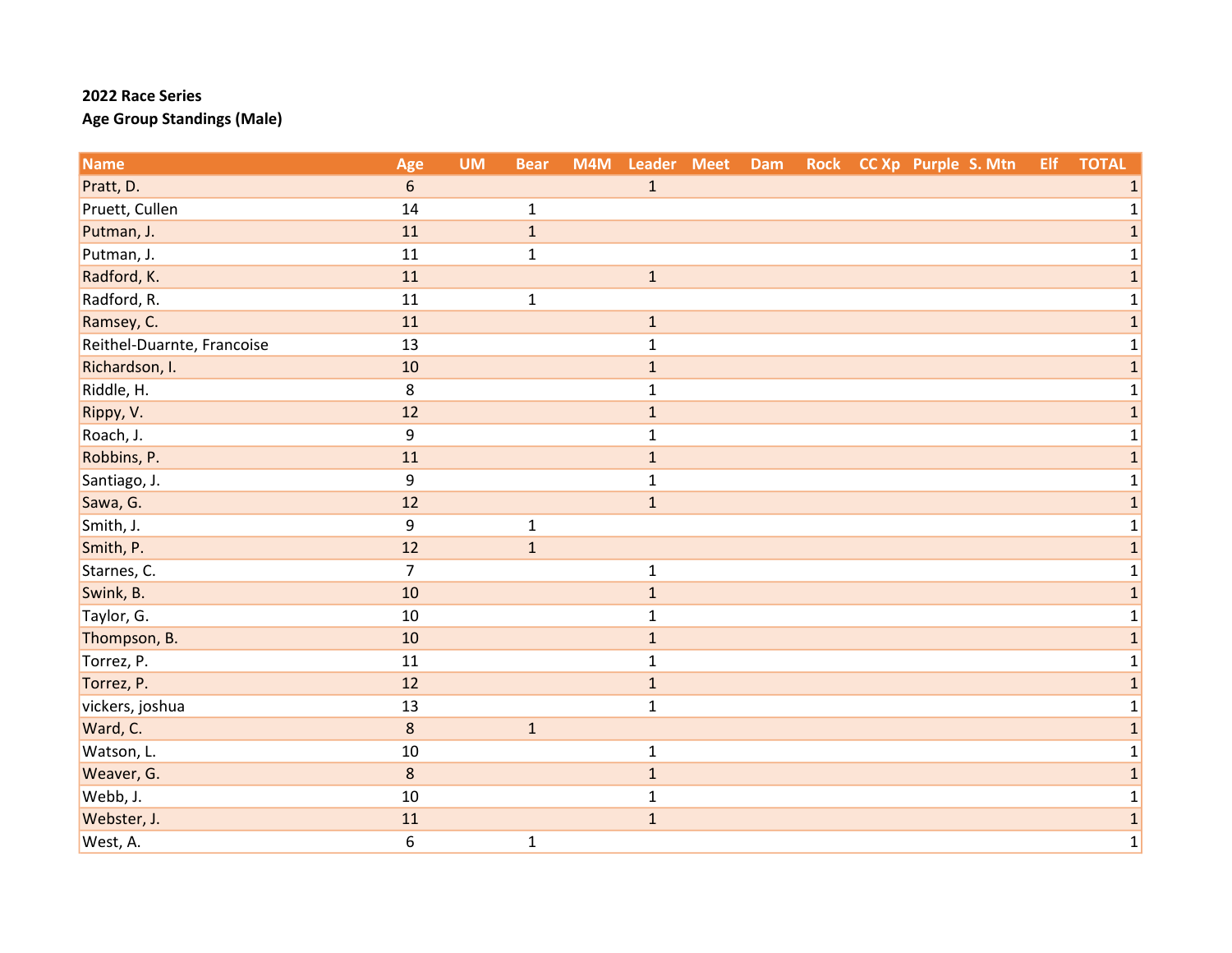**2022 Race Series**

**Age Group Standings (Male)**

| Name | Age | UM | Bear | M4M | Leader | Meet | Dam | Rock | CC Xp | Purple | S. Mtn | Elf | TOTAL |
|---|---|---|---|---|---|---|---|---|---|---|---|---|---|
| Pratt, D. | 6 | | | | 1 | | | | | | | | 1 |
| Pruett, Cullen | 14 | | 1 | | | | | | | | | | 1 |
| Putman, J. | 11 | | 1 | | | | | | | | | | 1 |
| Putman, J. | 11 | | 1 | | | | | | | | | | 1 |
| Radford, K. | 11 | | | | 1 | | | | | | | | 1 |
| Radford, R. | 11 | | 1 | | | | | | | | | | 1 |
| Ramsey, C. | 11 | | | | 1 | | | | | | | | 1 |
| Reithel-Duarnte, Francoise | 13 | | | | 1 | | | | | | | | 1 |
| Richardson, I. | 10 | | | | 1 | | | | | | | | 1 |
| Riddle, H. | 8 | | | | 1 | | | | | | | | 1 |
| Rippy, V. | 12 | | | | 1 | | | | | | | | 1 |
| Roach, J. | 9 | | | | 1 | | | | | | | | 1 |
| Robbins, P. | 11 | | | | 1 | | | | | | | | 1 |
| Santiago, J. | 9 | | | | 1 | | | | | | | | 1 |
| Sawa, G. | 12 | | | | 1 | | | | | | | | 1 |
| Smith, J. | 9 | | 1 | | | | | | | | | | 1 |
| Smith, P. | 12 | | 1 | | | | | | | | | | 1 |
| Starnes, C. | 7 | | | | 1 | | | | | | | | 1 |
| Swink, B. | 10 | | | | 1 | | | | | | | | 1 |
| Taylor, G. | 10 | | | | 1 | | | | | | | | 1 |
| Thompson, B. | 10 | | | | 1 | | | | | | | | 1 |
| Torrez, P. | 11 | | | | 1 | | | | | | | | 1 |
| Torrez, P. | 12 | | | | 1 | | | | | | | | 1 |
| vickers, joshua | 13 | | | | 1 | | | | | | | | 1 |
| Ward, C. | 8 | | 1 | | | | | | | | | | 1 |
| Watson, L. | 10 | | | | 1 | | | | | | | | 1 |
| Weaver, G. | 8 | | | | 1 | | | | | | | | 1 |
| Webb, J. | 10 | | | | 1 | | | | | | | | 1 |
| Webster, J. | 11 | | | | 1 | | | | | | | | 1 |
| West, A. | 6 | | 1 | | | | | | | | | | 1 |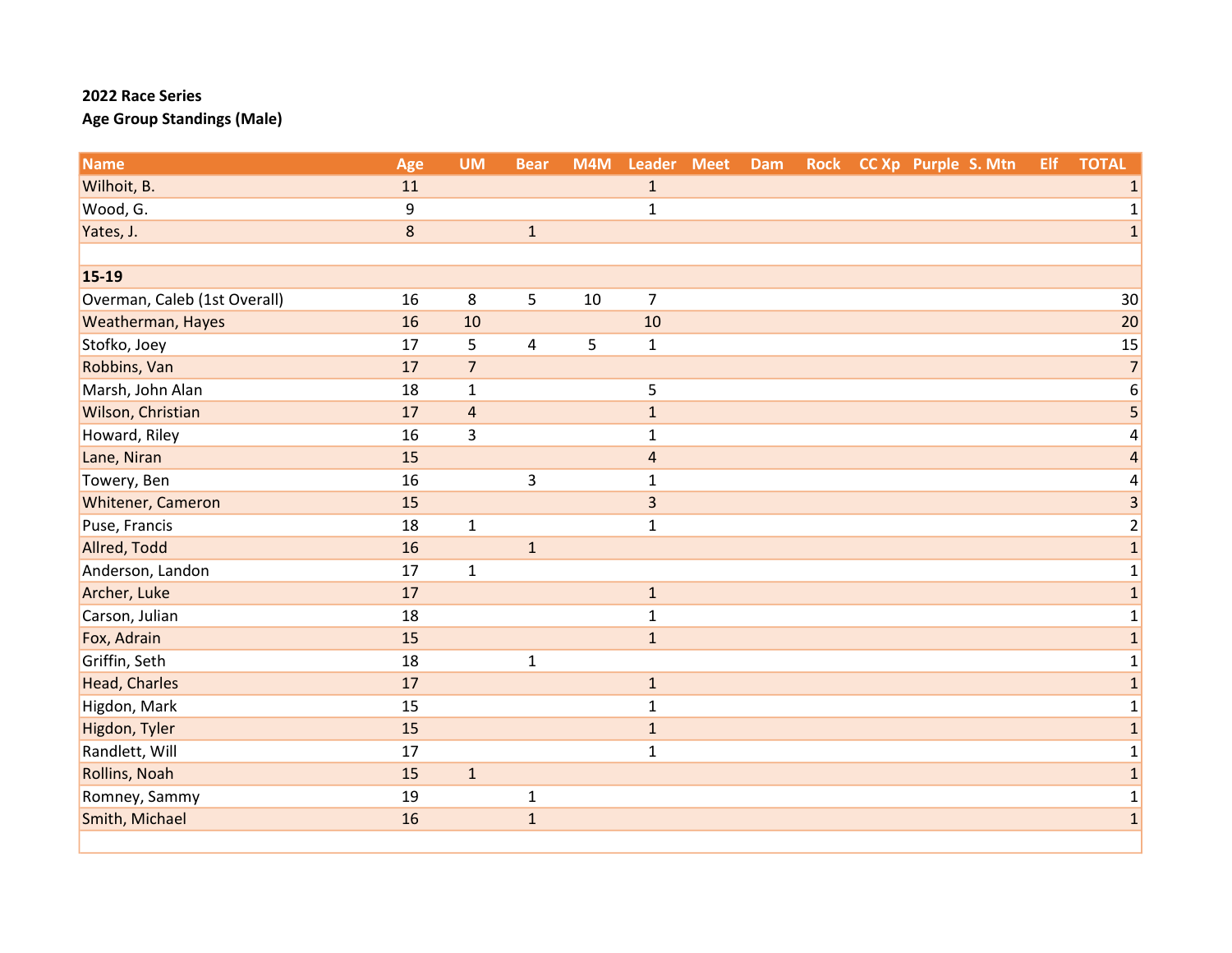**2022 Race Series**

**Age Group Standings (Male)**

| Name | Age | UM | Bear | M4M | Leader | Meet | Dam | Rock | CC Xp | Purple | S. Mtn | Elf | TOTAL |
|---|---|---|---|---|---|---|---|---|---|---|---|---|---|
| Wilhoit, B. | 11 | | | | 1 | | | | | | | | 1 |
| Wood, G. | 9 | | | | 1 | | | | | | | | 1 |
| Yates, J. | 8 | | 1 | | | | | | | | | | 1 |
| | | | | | | | | | | | | | |
| **15-19** | | | | | | | | | | | | | |
| Overman, Caleb (1st Overall) | 16 | 8 | 5 | 10 | 7 | | | | | | | | 30 |
| Weatherman, Hayes | 16 | 10 | | | 10 | | | | | | | | 20 |
| Stofko, Joey | 17 | 5 | 4 | 5 | 1 | | | | | | | | 15 |
| Robbins, Van | 17 | 7 | | | | | | | | | | | 7 |
| Marsh, John Alan | 18 | 1 | | | 5 | | | | | | | | 6 |
| Wilson, Christian | 17 | 4 | | | 1 | | | | | | | | 5 |
| Howard, Riley | 16 | 3 | | | 1 | | | | | | | | 4 |
| Lane, Niran | 15 | | | | 4 | | | | | | | | 4 |
| Towery, Ben | 16 | | 3 | | 1 | | | | | | | | 4 |
| Whitener, Cameron | 15 | | | | 3 | | | | | | | | 3 |
| Puse, Francis | 18 | 1 | | | 1 | | | | | | | | 2 |
| Allred, Todd | 16 | | 1 | | | | | | | | | | 1 |
| Anderson, Landon | 17 | 1 | | | | | | | | | | | 1 |
| Archer, Luke | 17 | | | | 1 | | | | | | | | 1 |
| Carson, Julian | 18 | | | | 1 | | | | | | | | 1 |
| Fox, Adrain | 15 | | | | 1 | | | | | | | | 1 |
| Griffin, Seth | 18 | | 1 | | | | | | | | | | 1 |
| Head, Charles | 17 | | | | 1 | | | | | | | | 1 |
| Higdon, Mark | 15 | | | | 1 | | | | | | | | 1 |
| Higdon, Tyler | 15 | | | | 1 | | | | | | | | 1 |
| Randlett, Will | 17 | | | | 1 | | | | | | | | 1 |
| Rollins, Noah | 15 | 1 | | | | | | | | | | | 1 |
| Romney, Sammy | 19 | | 1 | | | | | | | | | | 1 |
| Smith, Michael | 16 | | 1 | | | | | | | | | | 1 |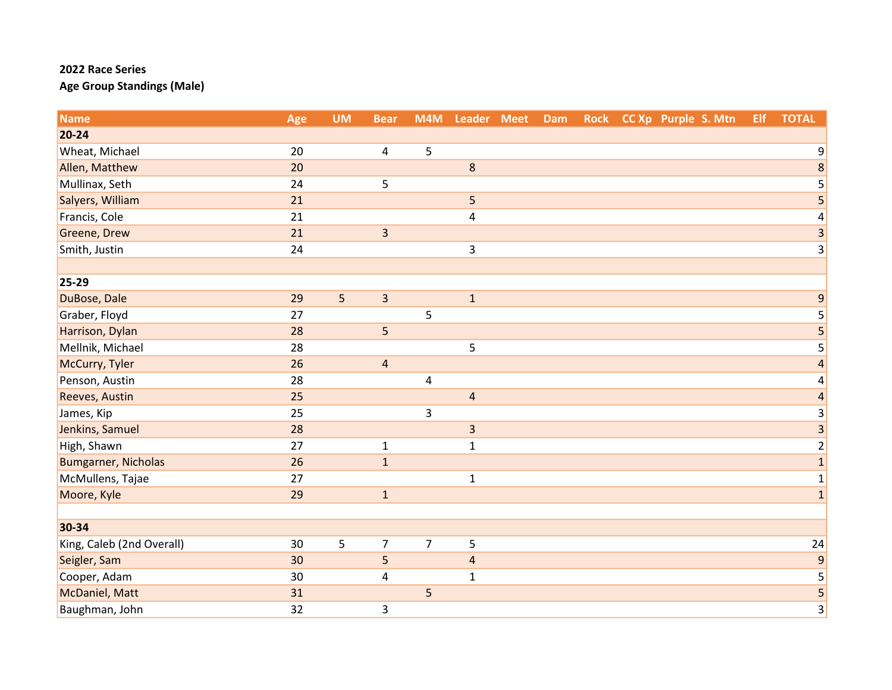**2022 Race Series**

**Age Group Standings (Male)**

| Name | Age | UM | Bear | M4M | Leader | Meet | Dam | Rock | CC Xp | Purple | S. Mtn | Elf | TOTAL |
|---|---|---|---|---|---|---|---|---|---|---|---|---|---|
| **20-24** | | | | | | | | | | | | | |
| Wheat, Michael | 20 | | 4 | 5 | | | | | | | | | 9 |
| Allen, Matthew | 20 | | | | 8 | | | | | | | | 8 |
| Mullinax, Seth | 24 | | 5 | | | | | | | | | | 5 |
| Salyers, William | 21 | | | | 5 | | | | | | | | 5 |
| Francis, Cole | 21 | | | | 4 | | | | | | | | 4 |
| Greene, Drew | 21 | | 3 | | | | | | | | | | 3 |
| Smith, Justin | 24 | | | | 3 | | | | | | | | 3 |
| | | | | | | | | | | | | | |
| **25-29** | | | | | | | | | | | | | |
| DuBose, Dale | 29 | 5 | 3 | | 1 | | | | | | | | 9 |
| Graber, Floyd | 27 | | | 5 | | | | | | | | | 5 |
| Harrison, Dylan | 28 | | 5 | | | | | | | | | | 5 |
| Mellnik, Michael | 28 | | | | 5 | | | | | | | | 5 |
| McCurry, Tyler | 26 | | 4 | | | | | | | | | | 4 |
| Penson, Austin | 28 | | | 4 | | | | | | | | | 4 |
| Reeves, Austin | 25 | | | | 4 | | | | | | | | 4 |
| James, Kip | 25 | | | 3 | | | | | | | | | 3 |
| Jenkins, Samuel | 28 | | | | 3 | | | | | | | | 3 |
| High, Shawn | 27 | | 1 | | 1 | | | | | | | | 2 |
| Bumgarner, Nicholas | 26 | | 1 | | | | | | | | | | 1 |
| McMullens, Tajae | 27 | | | | 1 | | | | | | | | 1 |
| Moore, Kyle | 29 | | 1 | | | | | | | | | | 1 |
| | | | | | | | | | | | | | |
| **30-34** | | | | | | | | | | | | | |
| King, Caleb (2nd Overall) | 30 | 5 | 7 | 7 | 5 | | | | | | | | 24 |
| Seigler, Sam | 30 | | 5 | | 4 | | | | | | | | 9 |
| Cooper, Adam | 30 | | 4 | | 1 | | | | | | | | 5 |
| McDaniel, Matt | 31 | | | 5 | | | | | | | | | 5 |
| Baughman, John | 32 | | 3 | | | | | | | | | | 3 |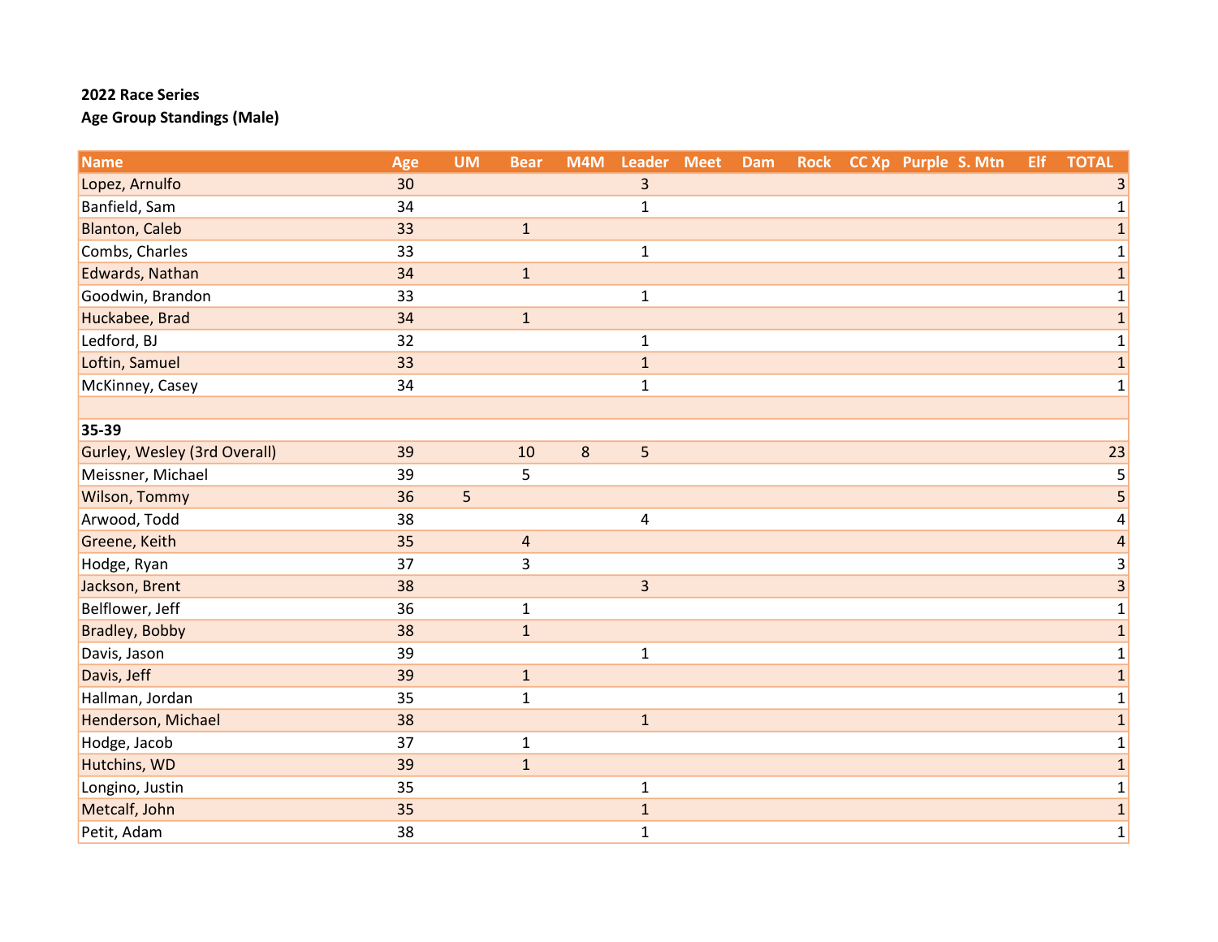**2022 Race Series**

**Age Group Standings (Male)**

| Name | Age | UM | Bear | M4M | Leader | Meet | Dam | Rock | CC Xp | Purple | S. Mtn | Elf | TOTAL |
|---|---|---|---|---|---|---|---|---|---|---|---|---|---|
| Lopez, Arnulfo | 30 | | | | 3 | | | | | | | | 3 |
| Banfield, Sam | 34 | | | | 1 | | | | | | | | 1 |
| Blanton, Caleb | 33 | | 1 | | | | | | | | | | 1 |
| Combs, Charles | 33 | | | | 1 | | | | | | | | 1 |
| Edwards, Nathan | 34 | | 1 | | | | | | | | | | 1 |
| Goodwin, Brandon | 33 | | | | 1 | | | | | | | | 1 |
| Huckabee, Brad | 34 | | 1 | | | | | | | | | | 1 |
| Ledford, BJ | 32 | | | | 1 | | | | | | | | 1 |
| Loftin, Samuel | 33 | | | | 1 | | | | | | | | 1 |
| McKinney, Casey | 34 | | | | 1 | | | | | | | | 1 |
| | | | | | | | | | | | | | |
| **35-39** | | | | | | | | | | | | | |
| Gurley, Wesley (3rd Overall) | 39 | | 10 | 8 | 5 | | | | | | | | 23 |
| Meissner, Michael | 39 | | 5 | | | | | | | | | | 5 |
| Wilson, Tommy | 36 | 5 | | | | | | | | | | | 5 |
| Arwood, Todd | 38 | | | | 4 | | | | | | | | 4 |
| Greene, Keith | 35 | | 4 | | | | | | | | | | 4 |
| Hodge, Ryan | 37 | | 3 | | | | | | | | | | 3 |
| Jackson, Brent | 38 | | | | 3 | | | | | | | | 3 |
| Belflower, Jeff | 36 | | 1 | | | | | | | | | | 1 |
| Bradley, Bobby | 38 | | 1 | | | | | | | | | | 1 |
| Davis, Jason | 39 | | | | 1 | | | | | | | | 1 |
| Davis, Jeff | 39 | | 1 | | | | | | | | | | 1 |
| Hallman, Jordan | 35 | | 1 | | | | | | | | | | 1 |
| Henderson, Michael | 38 | | | | 1 | | | | | | | | 1 |
| Hodge, Jacob | 37 | | 1 | | | | | | | | | | 1 |
| Hutchins, WD | 39 | | 1 | | | | | | | | | | 1 |
| Longino, Justin | 35 | | | | 1 | | | | | | | | 1 |
| Metcalf, John | 35 | | | | 1 | | | | | | | | 1 |
| Petit, Adam | 38 | | | | 1 | | | | | | | | 1 |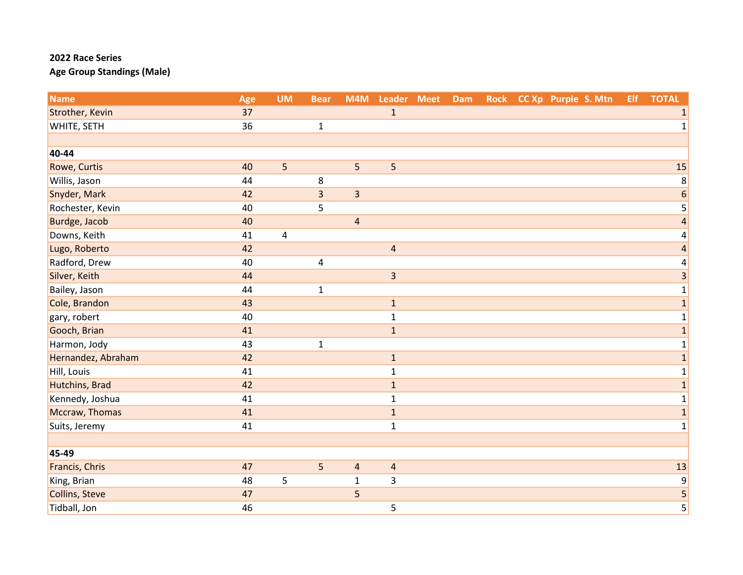**2022 Race Series**

**Age Group Standings (Male)**

| Name | Age | UM | Bear | M4M | Leader | Meet | Dam | Rock | CC Xp | Purple | S. Mtn | Elf | TOTAL |
|---|---|---|---|---|---|---|---|---|---|---|---|---|---|
| Strother, Kevin | 37 | | | | 1 | | | | | | | | 1 |
| WHITE, SETH | 36 | | 1 | | | | | | | | | | 1 |
| | | | | | | | | | | | | | |
| **40-44** | | | | | | | | | | | | | |
| Rowe, Curtis | 40 | 5 | | 5 | 5 | | | | | | | | 15 |
| Willis, Jason | 44 | | 8 | | | | | | | | | | 8 |
| Snyder, Mark | 42 | | 3 | 3 | | | | | | | | | 6 |
| Rochester, Kevin | 40 | | 5 | | | | | | | | | | 5 |
| Burdge, Jacob | 40 | | | 4 | | | | | | | | | 4 |
| Downs, Keith | 41 | 4 | | | | | | | | | | | 4 |
| Lugo, Roberto | 42 | | | | 4 | | | | | | | | 4 |
| Radford, Drew | 40 | | 4 | | | | | | | | | | 4 |
| Silver, Keith | 44 | | | | 3 | | | | | | | | 3 |
| Bailey, Jason | 44 | | 1 | | | | | | | | | | 1 |
| Cole, Brandon | 43 | | | | 1 | | | | | | | | 1 |
| gary, robert | 40 | | | | 1 | | | | | | | | 1 |
| Gooch, Brian | 41 | | | | 1 | | | | | | | | 1 |
| Harmon, Jody | 43 | | 1 | | | | | | | | | | 1 |
| Hernandez, Abraham | 42 | | | | 1 | | | | | | | | 1 |
| Hill, Louis | 41 | | | | 1 | | | | | | | | 1 |
| Hutchins, Brad | 42 | | | | 1 | | | | | | | | 1 |
| Kennedy, Joshua | 41 | | | | 1 | | | | | | | | 1 |
| Mccraw, Thomas | 41 | | | | 1 | | | | | | | | 1 |
| Suits, Jeremy | 41 | | | | 1 | | | | | | | | 1 |
| | | | | | | | | | | | | | |
| **45-49** | | | | | | | | | | | | | |
| Francis, Chris | 47 | | 5 | 4 | 4 | | | | | | | | 13 |
| King, Brian | 48 | 5 | | 1 | 3 | | | | | | | | 9 |
| Collins, Steve | 47 | | | 5 | | | | | | | | | 5 |
| Tidball, Jon | 46 | | | | 5 | | | | | | | | 5 |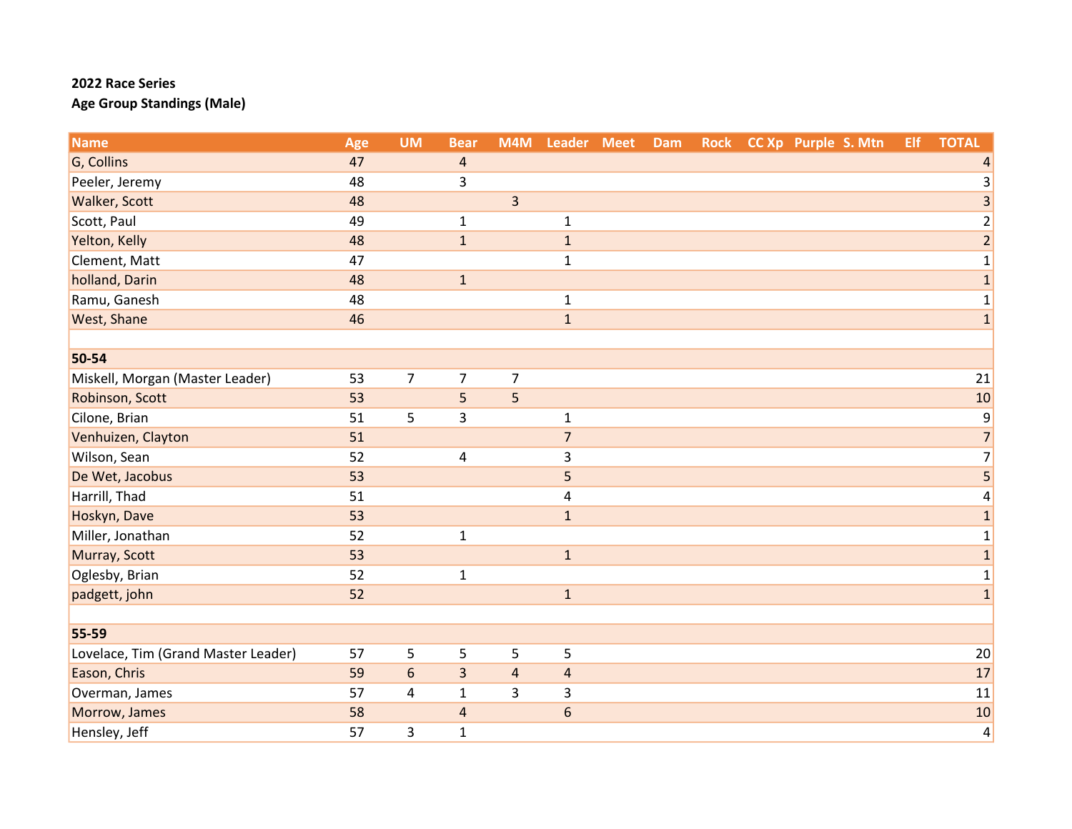**2022 Race Series**

**Age Group Standings (Male)**

| Name | Age | UM | Bear | M4M | Leader | Meet | Dam | Rock | CC Xp | Purple | S. Mtn | Elf | TOTAL |
|---|---|---|---|---|---|---|---|---|---|---|---|---|---|
| G, Collins | 47 | | 4 | | | | | | | | | | 4 |
| Peeler, Jeremy | 48 | | 3 | | | | | | | | | | 3 |
| Walker, Scott | 48 | | | 3 | | | | | | | | | 3 |
| Scott, Paul | 49 | | 1 | | 1 | | | | | | | | 2 |
| Yelton, Kelly | 48 | | 1 | | 1 | | | | | | | | 2 |
| Clement, Matt | 47 | | | | 1 | | | | | | | | 1 |
| holland, Darin | 48 | | 1 | | | | | | | | | | 1 |
| Ramu, Ganesh | 48 | | | | 1 | | | | | | | | 1 |
| West, Shane | 46 | | | | 1 | | | | | | | | 1 |
| | | | | | | | | | | | | | |
| **50-54** | | | | | | | | | | | | | |
| Miskell, Morgan (Master Leader) | 53 | 7 | 7 | 7 | | | | | | | | | 21 |
| Robinson, Scott | 53 | | 5 | 5 | | | | | | | | | 10 |
| Cilone, Brian | 51 | 5 | 3 | | 1 | | | | | | | | 9 |
| Venhuizen, Clayton | 51 | | | | 7 | | | | | | | | 7 |
| Wilson, Sean | 52 | | 4 | | 3 | | | | | | | | 7 |
| De Wet, Jacobus | 53 | | | | 5 | | | | | | | | 5 |
| Harrill, Thad | 51 | | | | 4 | | | | | | | | 4 |
| Hoskyn, Dave | 53 | | | | 1 | | | | | | | | 1 |
| Miller, Jonathan | 52 | | 1 | | | | | | | | | | 1 |
| Murray, Scott | 53 | | | | 1 | | | | | | | | 1 |
| Oglesby, Brian | 52 | | 1 | | | | | | | | | | 1 |
| padgett, john | 52 | | | | 1 | | | | | | | | 1 |
| | | | | | | | | | | | | | |
| **55-59** | | | | | | | | | | | | | |
| Lovelace, Tim (Grand Master Leader) | 57 | 5 | 5 | 5 | 5 | | | | | | | | 20 |
| Eason, Chris | 59 | 6 | 3 | 4 | 4 | | | | | | | | 17 |
| Overman, James | 57 | 4 | 1 | 3 | 3 | | | | | | | | 11 |
| Morrow, James | 58 | | 4 | | 6 | | | | | | | | 10 |
| Hensley, Jeff | 57 | 3 | 1 | | | | | | | | | | 4 |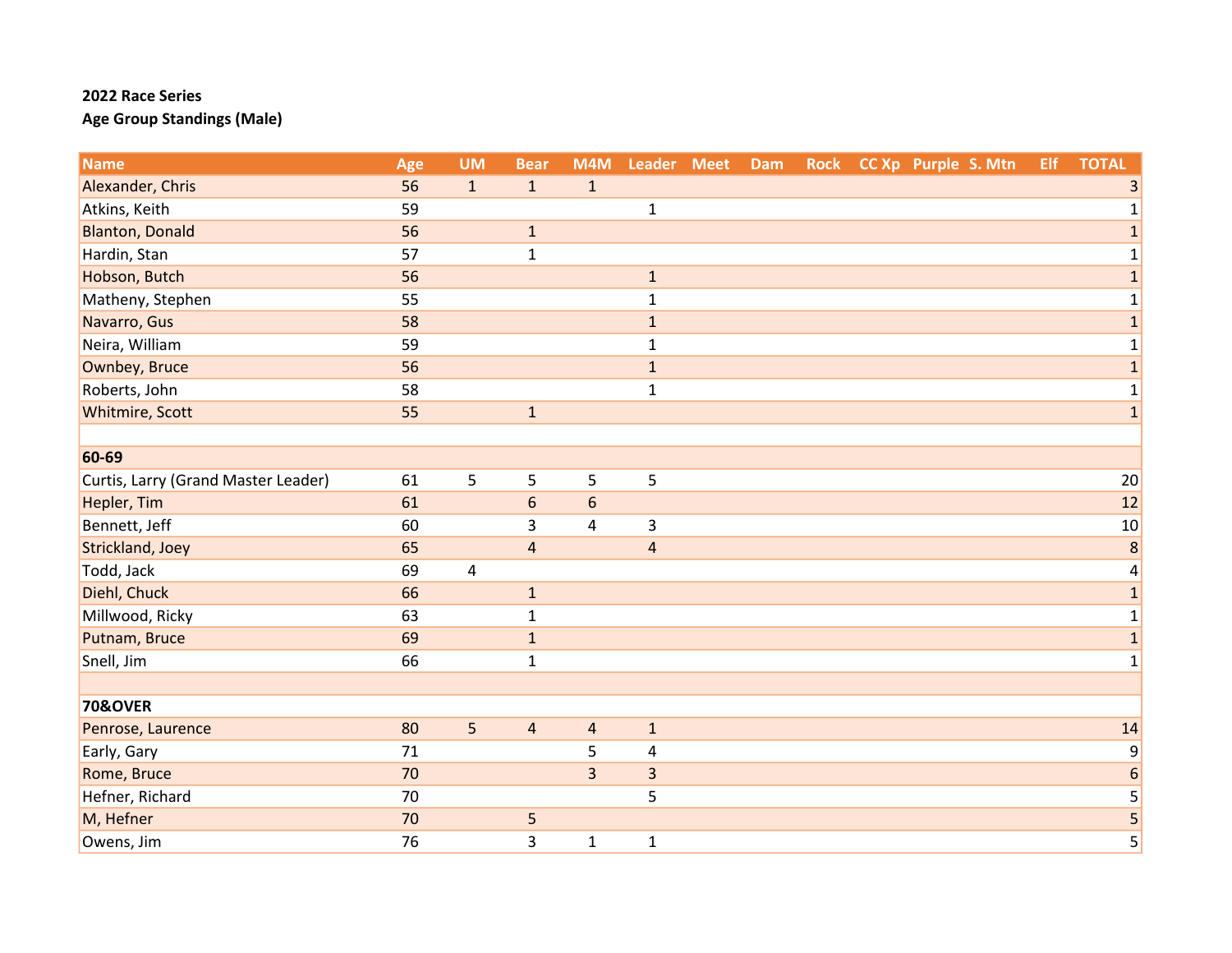**2022 Race Series**

**Age Group Standings (Male)**

| Name | Age | UM | Bear | M4M | Leader | Meet | Dam | Rock | CC Xp | Purple | S. Mtn | Elf | TOTAL |
|---|---|---|---|---|---|---|---|---|---|---|---|---|---|
| Alexander, Chris | 56 | 1 | 1 | 1 | | | | | | | | | 3 |
| Atkins, Keith | 59 | | | | 1 | | | | | | | | 1 |
| Blanton, Donald | 56 | | 1 | | | | | | | | | | 1 |
| Hardin, Stan | 57 | | 1 | | | | | | | | | | 1 |
| Hobson, Butch | 56 | | | | 1 | | | | | | | | 1 |
| Matheny, Stephen | 55 | | | | 1 | | | | | | | | 1 |
| Navarro, Gus | 58 | | | | 1 | | | | | | | | 1 |
| Neira, William | 59 | | | | 1 | | | | | | | | 1 |
| Ownbey, Bruce | 56 | | | | 1 | | | | | | | | 1 |
| Roberts, John | 58 | | | | 1 | | | | | | | | 1 |
| Whitmire, Scott | 55 | | 1 | | | | | | | | | | 1 |
| | | | | | | | | | | | | | |
| **60-69** | | | | | | | | | | | | | |
| Curtis, Larry (Grand Master Leader) | 61 | 5 | 5 | 5 | 5 | | | | | | | | 20 |
| Hepler, Tim | 61 | | 6 | 6 | | | | | | | | | 12 |
| Bennett, Jeff | 60 | | 3 | 4 | 3 | | | | | | | | 10 |
| Strickland, Joey | 65 | | 4 | | 4 | | | | | | | | 8 |
| Todd, Jack | 69 | 4 | | | | | | | | | | | 4 |
| Diehl, Chuck | 66 | | 1 | | | | | | | | | | 1 |
| Millwood, Ricky | 63 | | 1 | | | | | | | | | | 1 |
| Putnam, Bruce | 69 | | 1 | | | | | | | | | | 1 |
| Snell, Jim | 66 | | 1 | | | | | | | | | | 1 |
| | | | | | | | | | | | | | |
| **70&OVER** | | | | | | | | | | | | | |
| Penrose, Laurence | 80 | 5 | 4 | 4 | 1 | | | | | | | | 14 |
| Early, Gary | 71 | | | 5 | 4 | | | | | | | | 9 |
| Rome, Bruce | 70 | | | 3 | 3 | | | | | | | | 6 |
| Hefner, Richard | 70 | | | | 5 | | | | | | | | 5 |
| M, Hefner | 70 | | 5 | | | | | | | | | | 5 |
| Owens, Jim | 76 | | 3 | 1 | 1 | | | | | | | | 5 |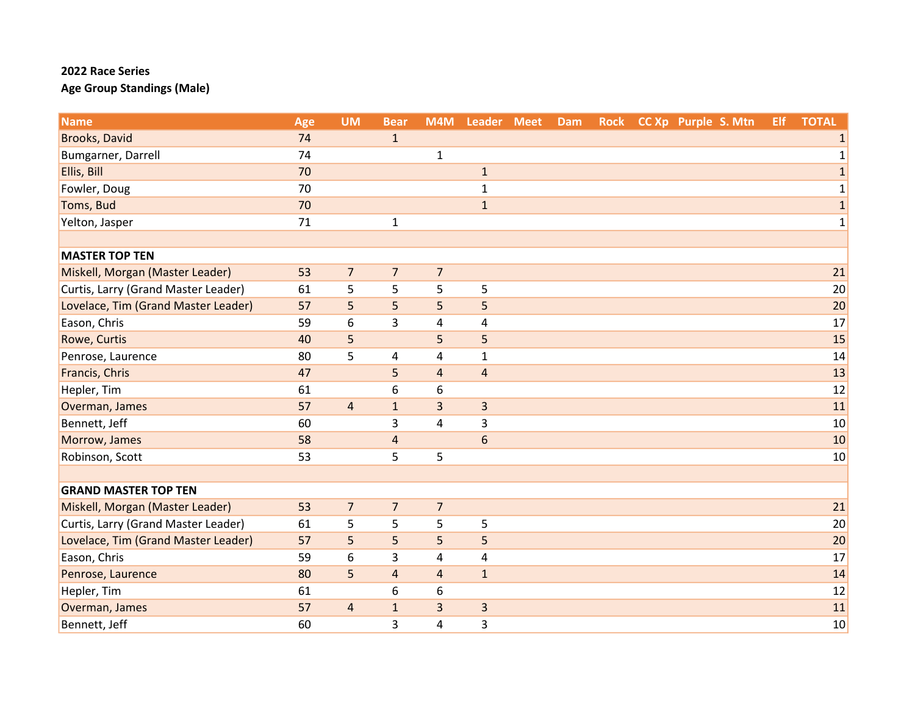**2022 Race Series**

**Age Group Standings (Male)**

| Name | Age | UM | Bear | M4M | Leader | Meet | Dam | Rock | CC Xp | Purple | S. Mtn | Elf | TOTAL |
|---|---|---|---|---|---|---|---|---|---|---|---|---|---|
| Brooks, David | 74 | | 1 | | | | | | | | | | 1 |
| Bumgarner, Darrell | 74 | | | 1 | | | | | | | | | 1 |
| Ellis, Bill | 70 | | | | 1 | | | | | | | | 1 |
| Fowler, Doug | 70 | | | | 1 | | | | | | | | 1 |
| Toms, Bud | 70 | | | | 1 | | | | | | | | 1 |
| Yelton, Jasper | 71 | | 1 | | | | | | | | | | 1 |
| | | | | | | | | | | | | | |
| **MASTER TOP TEN** | | | | | | | | | | | | | |
| Miskell, Morgan (Master Leader) | 53 | 7 | 7 | 7 | | | | | | | | | 21 |
| Curtis, Larry (Grand Master Leader) | 61 | 5 | 5 | 5 | 5 | | | | | | | | 20 |
| Lovelace, Tim (Grand Master Leader) | 57 | 5 | 5 | 5 | 5 | | | | | | | | 20 |
| Eason, Chris | 59 | 6 | 3 | 4 | 4 | | | | | | | | 17 |
| Rowe, Curtis | 40 | 5 | | 5 | 5 | | | | | | | | 15 |
| Penrose, Laurence | 80 | 5 | 4 | 4 | 1 | | | | | | | | 14 |
| Francis, Chris | 47 | | 5 | 4 | 4 | | | | | | | | 13 |
| Hepler, Tim | 61 | | 6 | 6 | | | | | | | | | 12 |
| Overman, James | 57 | 4 | 1 | 3 | 3 | | | | | | | | 11 |
| Bennett, Jeff | 60 | | 3 | 4 | 3 | | | | | | | | 10 |
| Morrow, James | 58 | | 4 | | 6 | | | | | | | | 10 |
| Robinson, Scott | 53 | | 5 | 5 | | | | | | | | | 10 |
| | | | | | | | | | | | | | |
| **GRAND MASTER TOP TEN** | | | | | | | | | | | | | |
| Miskell, Morgan (Master Leader) | 53 | 7 | 7 | 7 | | | | | | | | | 21 |
| Curtis, Larry (Grand Master Leader) | 61 | 5 | 5 | 5 | 5 | | | | | | | | 20 |
| Lovelace, Tim (Grand Master Leader) | 57 | 5 | 5 | 5 | 5 | | | | | | | | 20 |
| Eason, Chris | 59 | 6 | 3 | 4 | 4 | | | | | | | | 17 |
| Penrose, Laurence | 80 | 5 | 4 | 4 | 1 | | | | | | | | 14 |
| Hepler, Tim | 61 | | 6 | 6 | | | | | | | | | 12 |
| Overman, James | 57 | 4 | 1 | 3 | 3 | | | | | | | | 11 |
| Bennett, Jeff | 60 | | 3 | 4 | 3 | | | | | | | | 10 |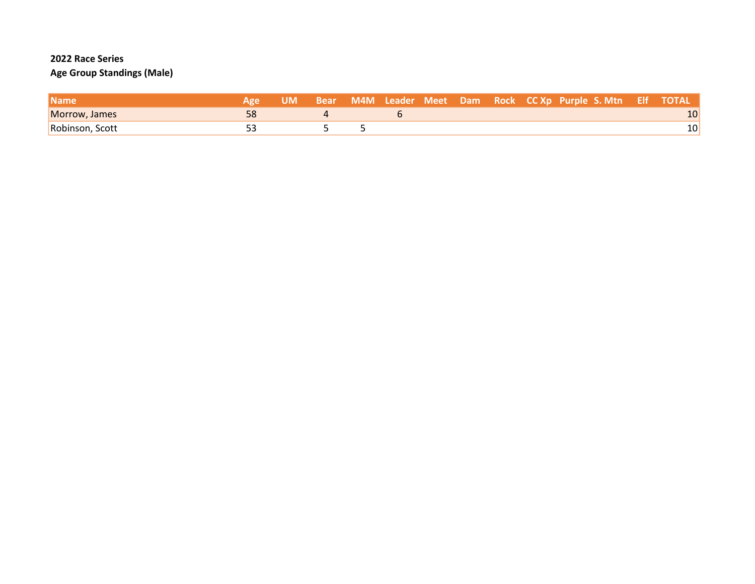**2022 Race Series**

**Age Group Standings (Male)**

| Name | Age | UM | Bear | M4M | Leader | Meet | Dam | Rock | CC Xp | Purple | S. Mtn | Elf | TOTAL |
|---|---|---|---|---|---|---|---|---|---|---|---|---|---|
| Morrow, James | 58 | | 4 | | 6 | | | | | | | | 10 |
| Robinson, Scott | 53 | | 5 | 5 | | | | | | | | | 10 |